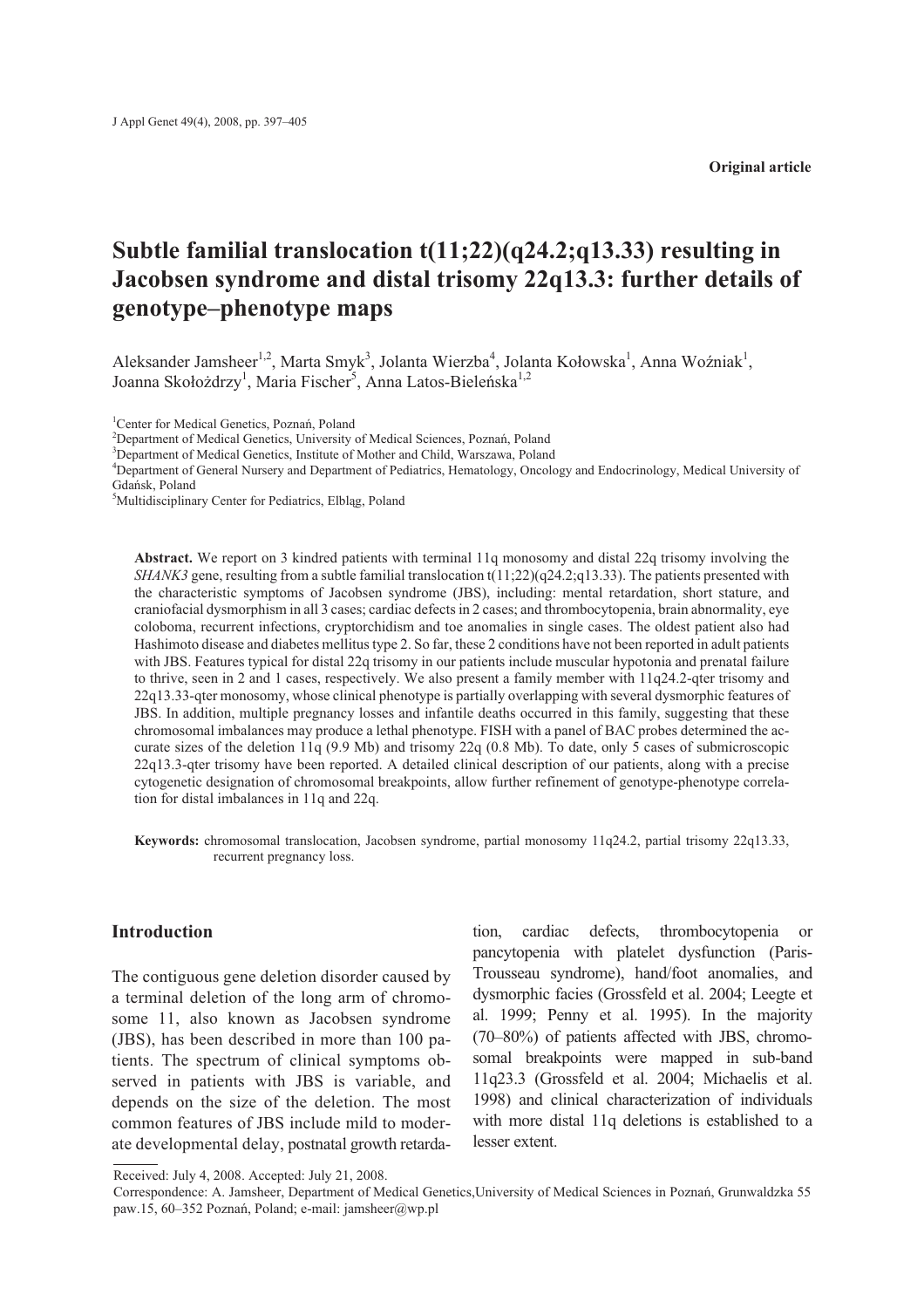Original article

# Subtle familial translocation t(11;22)(q24.2;q13.33) resulting in Jacobsen syndrome and distal trisomy 22q13.3: further details of genotype–phenotype maps

Aleksander Jamsheer[1,2], Marta Smyk[3], Jolanta Wierzba[4], Jolanta Kołowska[1], Anna Woźniak[1], Joanna Skołożdrzy[1], Maria Fischer[5], Anna Latos-Bieleńska[1,2]

[1]Center for Medical Genetics, Poznań, Poland
[2]Department of Medical Genetics, University of Medical Sciences, Poznań, Poland
[3]Department of Medical Genetics, Institute of Mother and Child, Warszawa, Poland
[4]Department of General Nursery and Department of Pediatrics, Hematology, Oncology and Endocrinology, Medical University of Gdańsk, Poland
[5]Multidisciplinary Center for Pediatrics, Elbląg, Poland

**Abstract.** We report on 3 kindred patients with terminal 11q monosomy and distal 22q trisomy involving the *SHANK3* gene, resulting from a subtle familial translocation t(11;22)(q24.2;q13.33). The patients presented with the characteristic symptoms of Jacobsen syndrome (JBS), including: mental retardation, short stature, and craniofacial dysmorphism in all 3 cases; cardiac defects in 2 cases; and thrombocytopenia, brain abnormality, eye coloboma, recurrent infections, cryptorchidism and toe anomalies in single cases. The oldest patient also had Hashimoto disease and diabetes mellitus type 2. So far, these 2 conditions have not been reported in adult patients with JBS. Features typical for distal 22q trisomy in our patients include muscular hypotonia and prenatal failure to thrive, seen in 2 and 1 cases, respectively. We also present a family member with 11q24.2-qter trisomy and 22q13.33-qter monosomy, whose clinical phenotype is partially overlapping with several dysmorphic features of JBS. In addition, multiple pregnancy losses and infantile deaths occurred in this family, suggesting that these chromosomal imbalances may produce a lethal phenotype. FISH with a panel of BAC probes determined the accurate sizes of the deletion 11q (9.9 Mb) and trisomy 22q (0.8 Mb). To date, only 5 cases of submicroscopic 22q13.3-qter trisomy have been reported. A detailed clinical description of our patients, along with a precise cytogenetic designation of chromosomal breakpoints, allow further refinement of genotype-phenotype correlation for distal imbalances in 11q and 22q.

**Keywords:** chromosomal translocation, Jacobsen syndrome, partial monosomy 11q24.2, partial trisomy 22q13.33, recurrent pregnancy loss.

## Introduction

The contiguous gene deletion disorder caused by a terminal deletion of the long arm of chromosome 11, also known as Jacobsen syndrome (JBS), has been described in more than 100 patients. The spectrum of clinical symptoms observed in patients with JBS is variable, and depends on the size of the deletion. The most common features of JBS include mild to moderate developmental delay, postnatal growth retardation, cardiac defects, thrombocytopenia or pancytopenia with platelet dysfunction (Paris-Trousseau syndrome), hand/foot anomalies, and dysmorphic facies (Grossfeld et al. 2004; Leegte et al. 1999; Penny et al. 1995). In the majority (70–80%) of patients affected with JBS, chromosomal breakpoints were mapped in sub-band 11q23.3 (Grossfeld et al. 2004; Michaelis et al. 1998) and clinical characterization of individuals with more distal 11q deletions is established to a lesser extent.

Received: July 4, 2008. Accepted: July 21, 2008.

Correspondence: A. Jamsheer, Department of Medical Genetics,University of Medical Sciences in Poznań, Grunwaldzka 55 paw.15, 60–352 Poznań, Poland; e-mail: jamsheer@wp.pl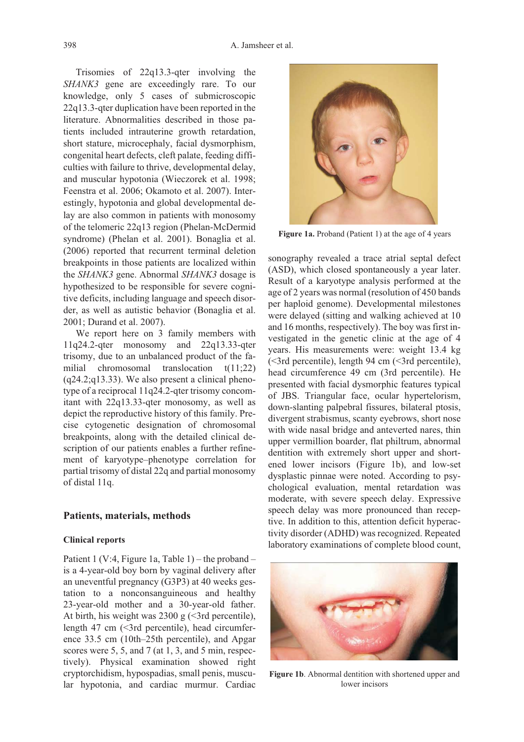Trisomies of 22q13.3-qter involving the *SHANK3* gene are exceedingly rare. To our knowledge, only 5 cases of submicroscopic 22q13.3-qter duplication have been reported in the literature. Abnormalities described in those patients included intrauterine growth retardation, short stature, microcephaly, facial dysmorphism, congenital heart defects, cleft palate, feeding difficulties with failure to thrive, developmental delay, and muscular hypotonia (Wieczorek et al. 1998; Feenstra et al. 2006; Okamoto et al. 2007). Interestingly, hypotonia and global developmental delay are also common in patients with monosomy of the telomeric 22q13 region (Phelan-McDermid syndrome) (Phelan et al. 2001). Bonaglia et al. (2006) reported that recurrent terminal deletion breakpoints in those patients are localized within the *SHANK3* gene. Abnormal *SHANK3* dosage is hypothesized to be responsible for severe cognitive deficits, including language and speech disorder, as well as autistic behavior (Bonaglia et al. 2001; Durand et al. 2007).

We report here on 3 family members with 11q24.2-qter monosomy and 22q13.33-qter trisomy, due to an unbalanced product of the familial chromosomal translocation t(11;22)(q24.2;q13.33). We also present a clinical phenotype of a reciprocal 11q24.2-qter trisomy concomitant with 22q13.33-qter monosomy, as well as depict the reproductive history of this family. Precise cytogenetic designation of chromosomal breakpoints, along with the detailed clinical description of our patients enables a further refinement of karyotype–phenotype correlation for partial trisomy of distal 22q and partial monosomy of distal 11q.

## Patients, materials, methods

### Clinical reports

Patient 1 (V:4, Figure 1a, Table 1) – the proband – is a 4-year-old boy born by vaginal delivery after an uneventful pregnancy (G3P3) at 40 weeks gestation to a nonconsanguineous and healthy 23-year-old mother and a 30-year-old father. At birth, his weight was 2300 g (<3rd percentile), length 47 cm (<3rd percentile), head circumference 33.5 cm (10th–25th percentile), and Apgar scores were 5, 5, and 7 (at 1, 3, and 5 min, respectively). Physical examination showed right cryptorchidism, hypospadias, small penis, muscular hypotonia, and cardiac murmur. Cardiac

**Figure 1a.** Proband (Patient 1) at the age of 4 years

sonography revealed a trace atrial septal defect (ASD), which closed spontaneously a year later. Result of a karyotype analysis performed at the age of 2 years was normal (resolution of 450 bands per haploid genome). Developmental milestones were delayed (sitting and walking achieved at 10 and 16 months, respectively). The boy was first investigated in the genetic clinic at the age of 4 years. His measurements were: weight 13.4 kg (<3rd percentile), length 94 cm (<3rd percentile), head circumference 49 cm (3rd percentile). He presented with facial dysmorphic features typical of JBS. Triangular face, ocular hypertelorism, down-slanting palpebral fissures, bilateral ptosis, divergent strabismus, scanty eyebrows, short nose with wide nasal bridge and anteverted nares, thin upper vermillion boarder, flat philtrum, abnormal dentition with extremely short upper and shortened lower incisors (Figure 1b), and low-set dysplastic pinnae were noted. According to psychological evaluation, mental retardation was moderate, with severe speech delay. Expressive speech delay was more pronounced than receptive. In addition to this, attention deficit hyperactivity disorder (ADHD) was recognized. Repeated laboratory examinations of complete blood count,

**Figure 1b**. Abnormal dentition with shortened upper and lower incisors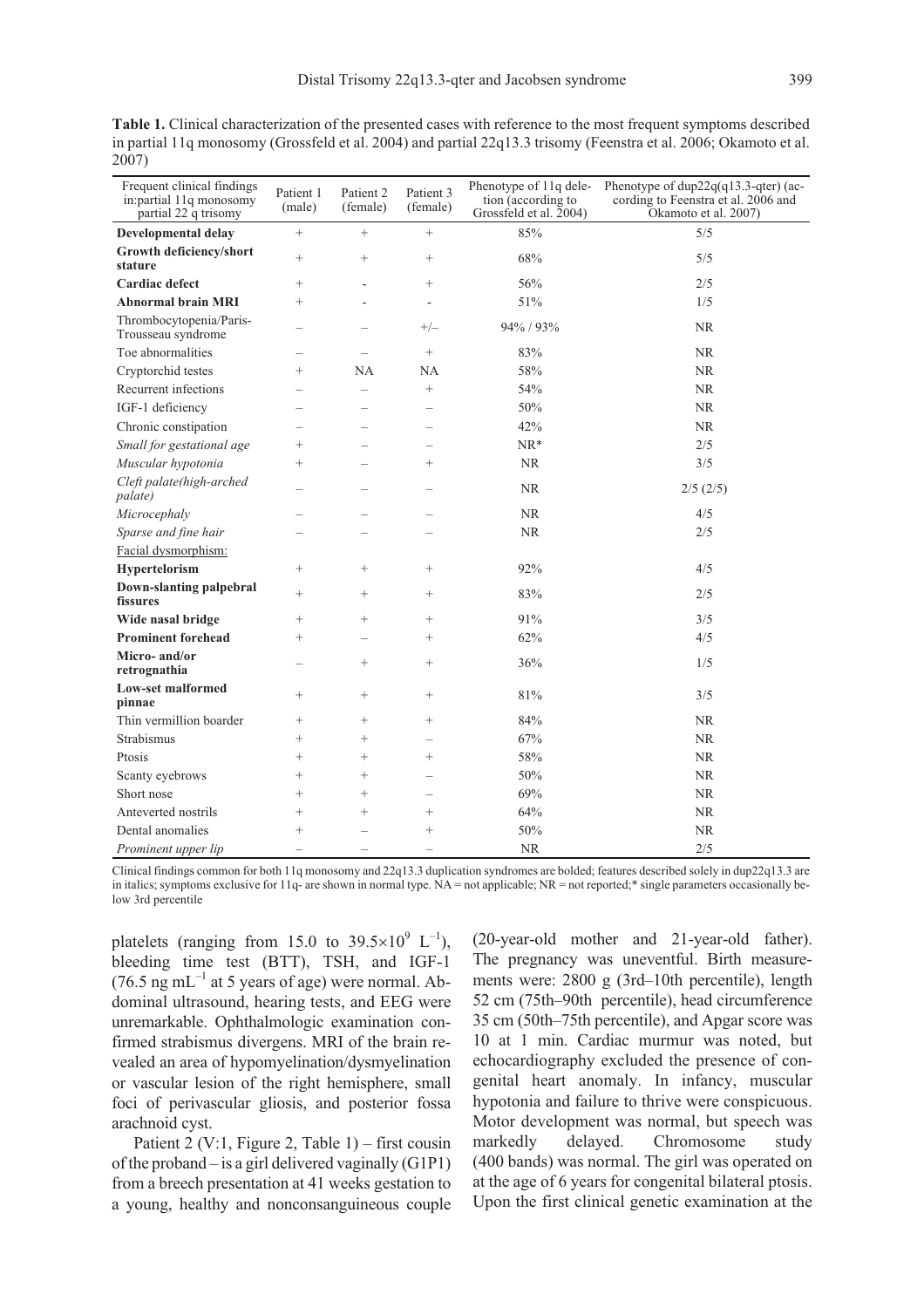**Table 1.** Clinical characterization of the presented cases with reference to the most frequent symptoms described in partial 11q monosomy (Grossfeld et al. 2004) and partial 22q13.3 trisomy (Feenstra et al. 2006; Okamoto et al. 2007)

| Frequent clinical findings in:partial 11q monosomy partial 22 q trisomy | Patient 1 (male) | Patient 2 (female) | Patient 3 (female) | Phenotype of 11q deletion (according to Grossfeld et al. 2004) | Phenotype of dup22q(q13.3-qter) (according to Feenstra et al. 2006 and Okamoto et al. 2007) |
|---|---|---|---|---|---|
| **Developmental delay** | + | + | + | 85% | 5/5 |
| **Growth deficiency/short stature** | + | + | + | 68% | 5/5 |
| **Cardiac defect** | + | - | + | 56% | 2/5 |
| **Abnormal brain MRI** | + | - | - | 51% | 1/5 |
| Thrombocytopenia/Paris-Trousseau syndrome | – | – | +/– | 94% / 93% | NR |
| Toe abnormalities | – | – | + | 83% | NR |
| Cryptorchid testes | + | NA | NA | 58% | NR |
| Recurrent infections | – | – | + | 54% | NR |
| IGF-1 deficiency | – | – | – | 50% | NR |
| Chronic constipation | – | – | – | 42% | NR |
| *Small for gestational age* | + | – | – | NR* | 2/5 |
| *Muscular hypotonia* | + | – | + | NR | 3/5 |
| *Cleft palate(high-arched palate)* | – | – | – | NR | 2/5 (2/5) |
| *Microcephaly* | – | – | – | NR | 4/5 |
| *Sparse and fine hair* | – | – | – | NR | 2/5 |
| Facial dysmorphism: | | | | | |
| **Hypertelorism** | + | + | + | 92% | 4/5 |
| **Down-slanting palpebral fissures** | + | + | + | 83% | 2/5 |
| **Wide nasal bridge** | + | + | + | 91% | 3/5 |
| **Prominent forehead** | + | – | + | 62% | 4/5 |
| **Micro- and/or retrognathia** | – | + | + | 36% | 1/5 |
| **Low-set malformed pinnae** | + | + | + | 81% | 3/5 |
| Thin vermillion boarder | + | + | + | 84% | NR |
| Strabismus | + | + | – | 67% | NR |
| Ptosis | + | + | + | 58% | NR |
| Scanty eyebrows | + | + | – | 50% | NR |
| Short nose | + | + | – | 69% | NR |
| Anteverted nostrils | + | + | + | 64% | NR |
| Dental anomalies | + | – | + | 50% | NR |
| *Prominent upper lip* | – | – | – | NR | 2/5 |

Clinical findings common for both 11q monosomy and 22q13.3 duplication syndromes are bolded; features described solely in dup22q13.3 are in italics; symptoms exclusive for 11q- are shown in normal type. NA = not applicable; NR = not reported;* single parameters occasionally below 3rd percentile

platelets (ranging from 15.0 to $39.5\times10^9$ $L^{-1}$), bleeding time test (BTT), TSH, and IGF-1 (76.5 ng $mL^{-1}$ at 5 years of age) were normal. Abdominal ultrasound, hearing tests, and EEG were unremarkable. Ophthalmologic examination confirmed strabismus divergens. MRI of the brain revealed an area of hypomyelination/dysmyelination or vascular lesion of the right hemisphere, small foci of perivascular gliosis, and posterior fossa arachnoid cyst.

Patient 2 (V:1, Figure 2, Table 1) – first cousin of the proband – is a girl delivered vaginally (G1P1) from a breech presentation at 41 weeks gestation to a young, healthy and nonconsanguineous couple (20-year-old mother and 21-year-old father). The pregnancy was uneventful. Birth measurements were: 2800 g (3rd–10th percentile), length 52 cm (75th–90th percentile), head circumference 35 cm (50th–75th percentile), and Apgar score was 10 at 1 min. Cardiac murmur was noted, but echocardiography excluded the presence of congenital heart anomaly. In infancy, muscular hypotonia and failure to thrive were conspicuous. Motor development was normal, but speech was markedly delayed. Chromosome study (400 bands) was normal. The girl was operated on at the age of 6 years for congenital bilateral ptosis. Upon the first clinical genetic examination at the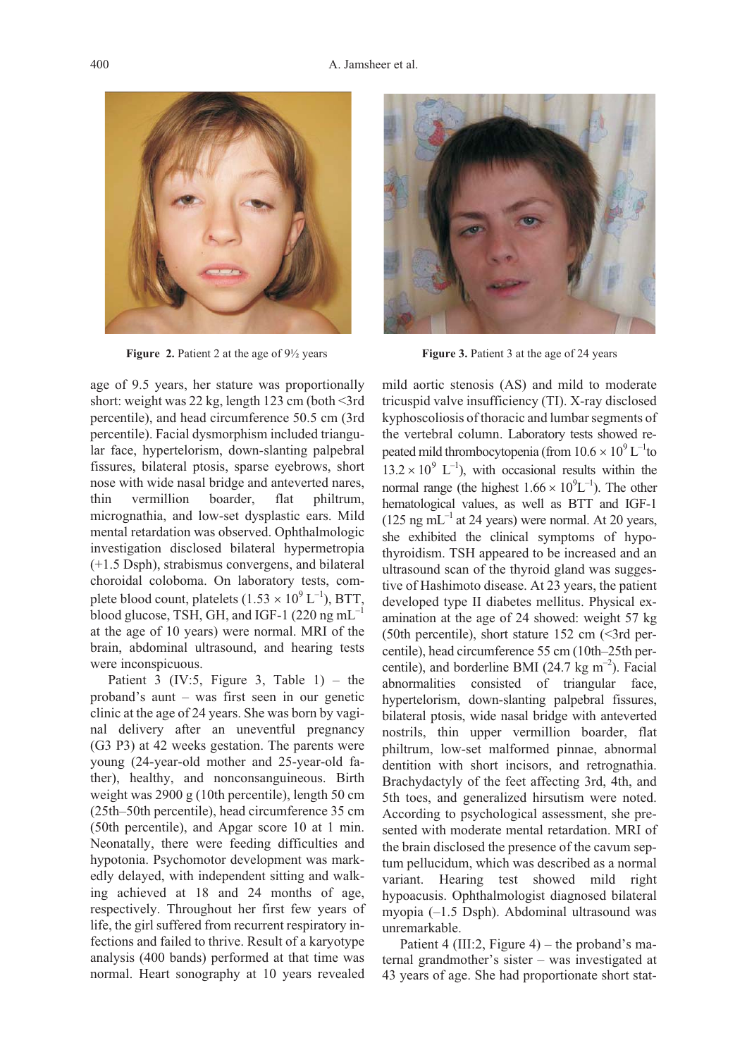Figure 2. Patient 2 at the age of 9½ years

Figure 3. Patient 3 at the age of 24 years

age of 9.5 years, her stature was proportionally short: weight was 22 kg, length 123 cm (both <3rd percentile), and head circumference 50.5 cm (3rd percentile). Facial dysmorphism included triangular face, hypertelorism, down-slanting palpebral fissures, bilateral ptosis, sparse eyebrows, short nose with wide nasal bridge and anteverted nares, thin vermillion boarder, flat philtrum, micrognathia, and low-set dysplastic ears. Mild mental retardation was observed. Ophthalmologic investigation disclosed bilateral hypermetropia (+1.5 Dsph), strabismus convergens, and bilateral choroidal coloboma. On laboratory tests, complete blood count, platelets ($1.53 \times 10^9$ $L^{-1}$), BTT, blood glucose, TSH, GH, and IGF-1 (220 ng $mL^{-1}$ at the age of 10 years) were normal. MRI of the brain, abdominal ultrasound, and hearing tests were inconspicuous.

Patient 3 (IV:5, Figure 3, Table 1) – the proband's aunt – was first seen in our genetic clinic at the age of 24 years. She was born by vaginal delivery after an uneventful pregnancy (G3 P3) at 42 weeks gestation. The parents were young (24-year-old mother and 25-year-old father), healthy, and nonconsanguineous. Birth weight was 2900 g (10th percentile), length 50 cm (25th–50th percentile), head circumference 35 cm (50th percentile), and Apgar score 10 at 1 min. Neonatally, there were feeding difficulties and hypotonia. Psychomotor development was markedly delayed, with independent sitting and walking achieved at 18 and 24 months of age, respectively. Throughout her first few years of life, the girl suffered from recurrent respiratory infections and failed to thrive. Result of a karyotype analysis (400 bands) performed at that time was normal. Heart sonography at 10 years revealed mild aortic stenosis (AS) and mild to moderate tricuspid valve insufficiency (TI). X-ray disclosed kyphoscoliosis of thoracic and lumbar segments of the vertebral column. Laboratory tests showed repeated mild thrombocytopenia (from $10.6 \times 10^9$ $L^{-1}$to $13.2 \times 10^9$ $L^{-1}$), with occasional results within the normal range (the highest $1.66 \times 10^9 L^{-1}$). The other hematological values, as well as BTT and IGF-1 (125 ng $mL^{-1}$ at 24 years) were normal. At 20 years, she exhibited the clinical symptoms of hypothyroidism. TSH appeared to be increased and an ultrasound scan of the thyroid gland was suggestive of Hashimoto disease. At 23 years, the patient developed type II diabetes mellitus. Physical examination at the age of 24 showed: weight 57 kg (50th percentile), short stature 152 cm (<3rd percentile), head circumference 55 cm (10th–25th percentile), and borderline BMI (24.7 kg $m^{-2}$). Facial abnormalities consisted of triangular face, hypertelorism, down-slanting palpebral fissures, bilateral ptosis, wide nasal bridge with anteverted nostrils, thin upper vermillion boarder, flat philtrum, low-set malformed pinnae, abnormal dentition with short incisors, and retrognathia. Brachydactyly of the feet affecting 3rd, 4th, and 5th toes, and generalized hirsutism were noted. According to psychological assessment, she presented with moderate mental retardation. MRI of the brain disclosed the presence of the cavum septum pellucidum, which was described as a normal variant. Hearing test showed mild right hypoacusis. Ophthalmologist diagnosed bilateral myopia (–1.5 Dsph). Abdominal ultrasound was unremarkable.

Patient 4 (III:2, Figure 4) – the proband's maternal grandmother's sister – was investigated at 43 years of age. She had proportionate short stat-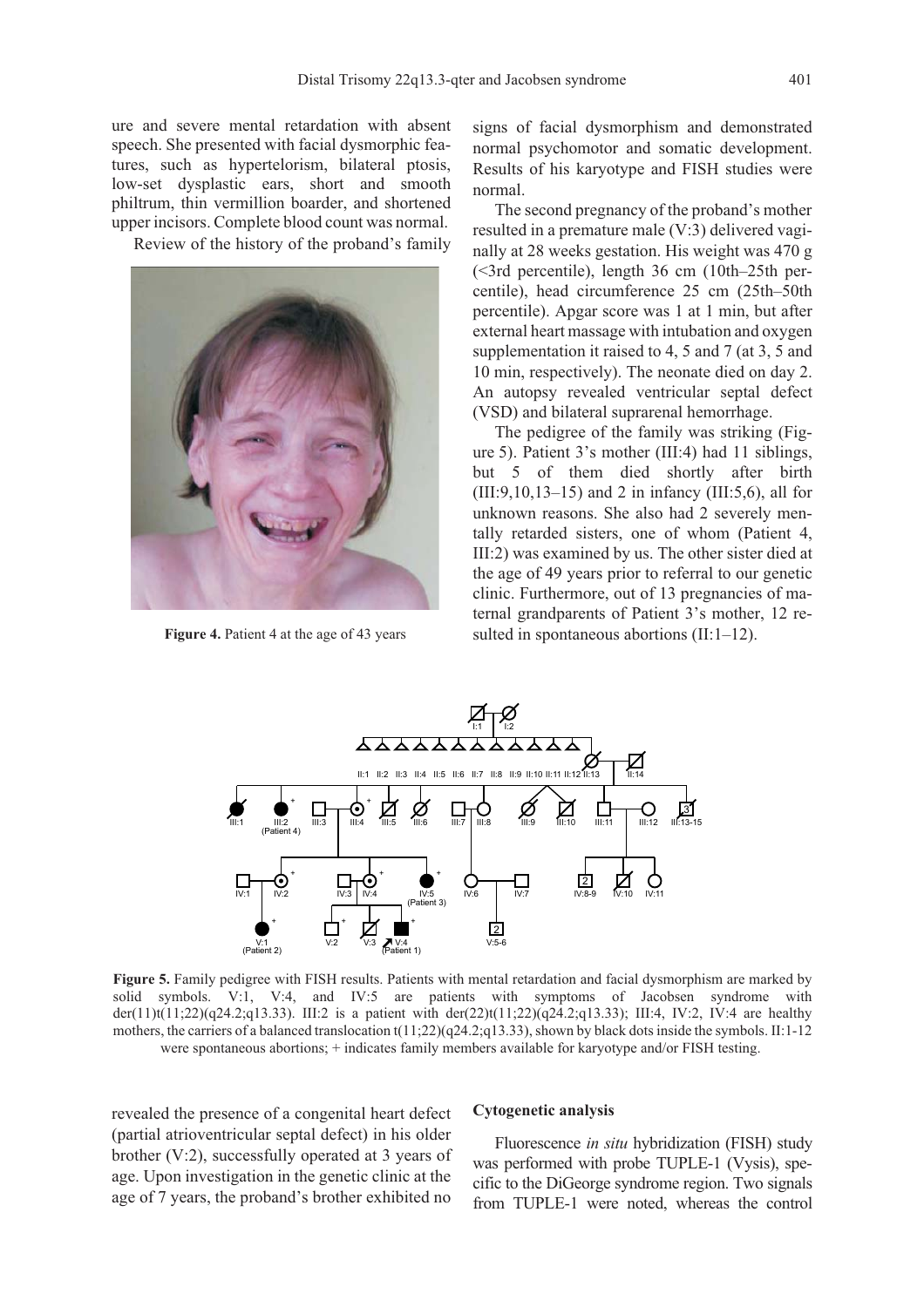ure and severe mental retardation with absent speech. She presented with facial dysmorphic features, such as hypertelorism, bilateral ptosis, low-set dysplastic ears, short and smooth philtrum, thin vermillion boarder, and shortened upper incisors. Complete blood count was normal.

Review of the history of the proband's family revealed the presence of a congenital heart defect (partial atrioventricular septal defect) in his older brother (V:2), successfully operated at 3 years of age. Upon investigation in the genetic clinic at the age of 7 years, the proband's brother exhibited no signs of facial dysmorphism and demonstrated normal psychomotor and somatic development. Results of his karyotype and FISH studies were normal.

**Figure 4.** Patient 4 at the age of 43 years

The second pregnancy of the proband's mother resulted in a premature male (V:3) delivered vaginally at 28 weeks gestation. His weight was 470 g (<3rd percentile), length 36 cm (10th–25th percentile), head circumference 25 cm (25th–50th percentile). Apgar score was 1 at 1 min, but after external heart massage with intubation and oxygen supplementation it raised to 4, 5 and 7 (at 3, 5 and 10 min, respectively). The neonate died on day 2. An autopsy revealed ventricular septal defect (VSD) and bilateral suprarenal hemorrhage.

The pedigree of the family was striking (Figure 5). Patient 3's mother (III:4) had 11 siblings, but 5 of them died shortly after birth (III:9,10,13–15) and 2 in infancy (III:5,6), all for unknown reasons. She also had 2 severely mentally retarded sisters, one of whom (Patient 4, III:2) was examined by us. The other sister died at the age of 49 years prior to referral to our genetic clinic. Furthermore, out of 13 pregnancies of maternal grandparents of Patient 3's mother, 12 resulted in spontaneous abortions (II:1–12).

**Figure 5.** Family pedigree with FISH results. Patients with mental retardation and facial dysmorphism are marked by solid symbols. V:1, V:4, and IV:5 are patients with symptoms of Jacobsen syndrome with der(11)t(11;22)(q24.2;q13.33). III:2 is a patient with der(22)t(11;22)(q24.2;q13.33); III:4, IV:2, IV:4 are healthy mothers, the carriers of a balanced translocation t(11;22)(q24.2;q13.33), shown by black dots inside the symbols. II:1-12 were spontaneous abortions; + indicates family members available for karyotype and/or FISH testing.

### Cytogenetic analysis

Fluorescence *in situ* hybridization (FISH) study was performed with probe TUPLE-1 (Vysis), specific to the DiGeorge syndrome region. Two signals from TUPLE-1 were noted, whereas the control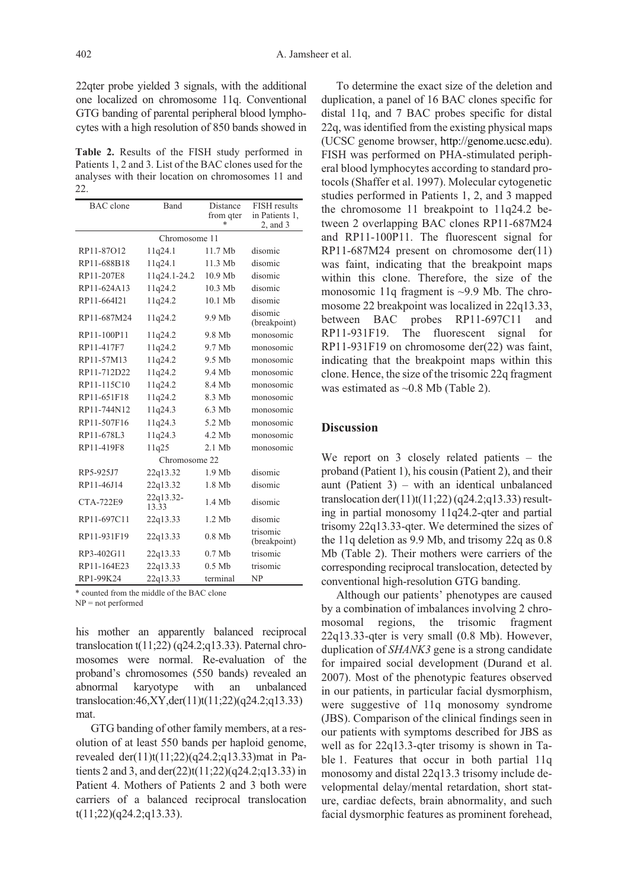22qter probe yielded 3 signals, with the additional one localized on chromosome 11q. Conventional GTG banding of parental peripheral blood lymphocytes with a high resolution of 850 bands showed in his mother an apparently balanced reciprocal translocation t(11;22) (q24.2;q13.33). Paternal chromosomes were normal. Re-evaluation of the proband's chromosomes (550 bands) revealed an abnormal karyotype with an unbalanced translocation:46,XY,der(11)t(11;22)(q24.2;q13.33) mat.

GTG banding of other family members, at a resolution of at least 550 bands per haploid genome, revealed der(11)t(11;22)(q24.2;q13.33)mat in Patients 2 and 3, and der(22)t(11;22)(q24.2;q13.33) in Patient 4. Mothers of Patients 2 and 3 both were carriers of a balanced reciprocal translocation t(11;22)(q24.2;q13.33).

**Table 2.** Results of the FISH study performed in Patients 1, 2 and 3. List of the BAC clones used for the analyses with their location on chromosomes 11 and 22.

| BAC clone | Band | Distance from qter * | FISH results in Patients 1, 2, and 3 |
|---|---|---|---|
| Chromosome 11 | | | |
| RP11-87O12 | 11q24.1 | 11.7 Mb | disomic |
| RP11-688B18 | 11q24.1 | 11.3 Mb | disomic |
| RP11-207E8 | 11q24.1-24.2 | 10.9 Mb | disomic |
| RP11-624A13 | 11q24.2 | 10.3 Mb | disomic |
| RP11-664I21 | 11q24.2 | 10.1 Mb | disomic |
| RP11-687M24 | 11q24.2 | 9.9 Mb | disomic (breakpoint) |
| RP11-100P11 | 11q24.2 | 9.8 Mb | monosomic |
| RP11-417F7 | 11q24.2 | 9.7 Mb | monosomic |
| RP11-57M13 | 11q24.2 | 9.5 Mb | monosomic |
| RP11-712D22 | 11q24.2 | 9.4 Mb | monosomic |
| RP11-115C10 | 11q24.2 | 8.4 Mb | monosomic |
| RP11-651F18 | 11q24.2 | 8.3 Mb | monosomic |
| RP11-744N12 | 11q24.3 | 6.3 Mb | monosomic |
| RP11-507F16 | 11q24.3 | 5.2 Mb | monosomic |
| RP11-678L3 | 11q24.3 | 4.2 Mb | monosomic |
| RP11-419F8 | 11q25 | 2.1 Mb | monosomic |
| Chromosome 22 | | | |
| RP5-925J7 | 22q13.32 | 1.9 Mb | disomic |
| RP11-46J14 | 22q13.32 | 1.8 Mb | disomic |
| CTA-722E9 | 22q13.32-13.33 | 1.4 Mb | disomic |
| RP11-697C11 | 22q13.33 | 1.2 Mb | disomic |
| RP11-931F19 | 22q13.33 | 0.8 Mb | trisomic (breakpoint) |
| RP3-402G11 | 22q13.33 | 0.7 Mb | trisomic |
| RP11-164E23 | 22q13.33 | 0.5 Mb | trisomic |
| RP1-99K24 | 22q13.33 | terminal | NP |

\* counted from the middle of the BAC clone
NP = not performed

To determine the exact size of the deletion and duplication, a panel of 16 BAC clones specific for distal 11q, and 7 BAC probes specific for distal 22q, was identified from the existing physical maps (UCSC genome browser, http://genome.ucsc.edu). FISH was performed on PHA-stimulated peripheral blood lymphocytes according to standard protocols (Shaffer et al. 1997). Molecular cytogenetic studies performed in Patients 1, 2, and 3 mapped the chromosome 11 breakpoint to 11q24.2 between 2 overlapping BAC clones RP11-687M24 and RP11-100P11. The fluorescent signal for RP11-687M24 present on chromosome der(11) was faint, indicating that the breakpoint maps within this clone. Therefore, the size of the monosomic 11q fragment is ~9.9 Mb. The chromosome 22 breakpoint was localized in 22q13.33, between BAC probes RP11-697C11 and RP11-931F19. The fluorescent signal for RP11-931F19 on chromosome der(22) was faint, indicating that the breakpoint maps within this clone. Hence, the size of the trisomic 22q fragment was estimated as ~0.8 Mb (Table 2).

## Discussion

We report on 3 closely related patients – the proband (Patient 1), his cousin (Patient 2), and their aunt (Patient 3) – with an identical unbalanced translocation der(11)t(11;22) (q24.2;q13.33) resulting in partial monosomy 11q24.2-qter and partial trisomy 22q13.33-qter. We determined the sizes of the 11q deletion as 9.9 Mb, and trisomy 22q as 0.8 Mb (Table 2). Their mothers were carriers of the corresponding reciprocal translocation, detected by conventional high-resolution GTG banding.

Although our patients' phenotypes are caused by a combination of imbalances involving 2 chromosomal regions, the trisomic fragment 22q13.33-qter is very small (0.8 Mb). However, duplication of *SHANK3* gene is a strong candidate for impaired social development (Durand et al. 2007). Most of the phenotypic features observed in our patients, in particular facial dysmorphism, were suggestive of 11q monosomy syndrome (JBS). Comparison of the clinical findings seen in our patients with symptoms described for JBS as well as for 22q13.3-qter trisomy is shown in Table 1. Features that occur in both partial 11q monosomy and distal 22q13.3 trisomy include developmental delay/mental retardation, short stature, cardiac defects, brain abnormality, and such facial dysmorphic features as prominent forehead,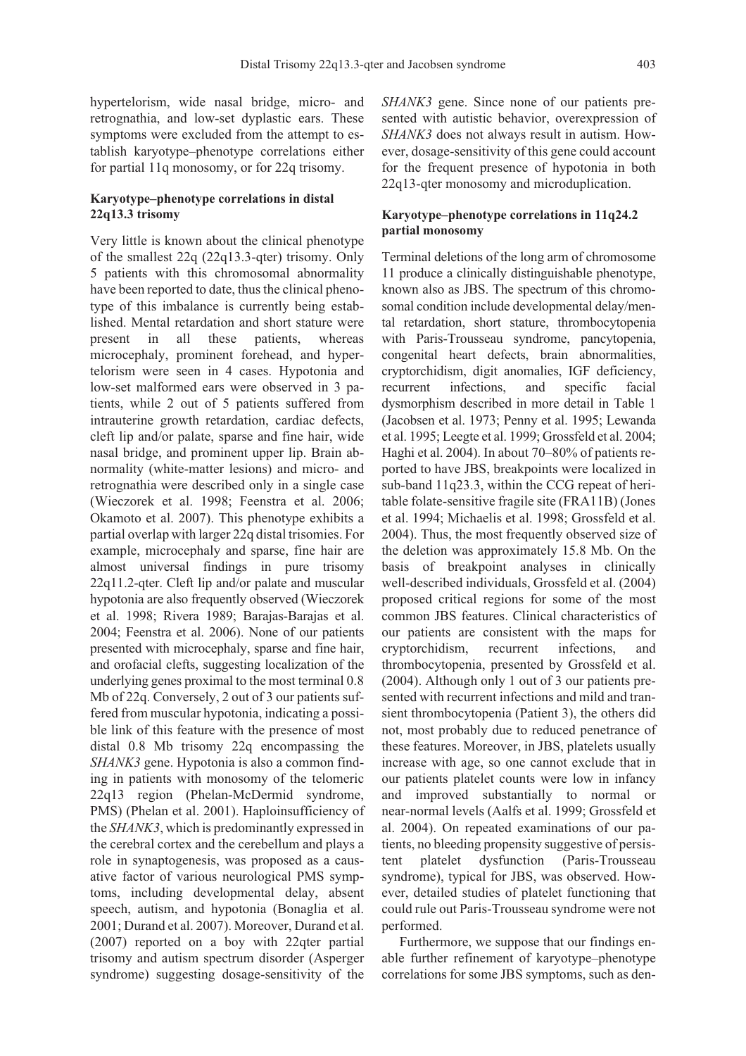hypertelorism, wide nasal bridge, micro- and retrognathia, and low-set dyplastic ears. These symptoms were excluded from the attempt to establish karyotype–phenotype correlations either for partial 11q monosomy, or for 22q trisomy.

**Karyotype–phenotype correlations in distal 22q13.3 trisomy**

Very little is known about the clinical phenotype of the smallest 22q (22q13.3-qter) trisomy. Only 5 patients with this chromosomal abnormality have been reported to date, thus the clinical phenotype of this imbalance is currently being established. Mental retardation and short stature were present in all these patients, whereas microcephaly, prominent forehead, and hypertelorism were seen in 4 cases. Hypotonia and low-set malformed ears were observed in 3 patients, while 2 out of 5 patients suffered from intrauterine growth retardation, cardiac defects, cleft lip and/or palate, sparse and fine hair, wide nasal bridge, and prominent upper lip. Brain abnormality (white-matter lesions) and micro- and retrognathia were described only in a single case (Wieczorek et al. 1998; Feenstra et al. 2006; Okamoto et al. 2007). This phenotype exhibits a partial overlap with larger 22q distal trisomies. For example, microcephaly and sparse, fine hair are almost universal findings in pure trisomy 22q11.2-qter. Cleft lip and/or palate and muscular hypotonia are also frequently observed (Wieczorek et al. 1998; Rivera 1989; Barajas-Barajas et al. 2004; Feenstra et al. 2006). None of our patients presented with microcephaly, sparse and fine hair, and orofacial clefts, suggesting localization of the underlying genes proximal to the most terminal 0.8 Mb of 22q. Conversely, 2 out of 3 our patients suffered from muscular hypotonia, indicating a possible link of this feature with the presence of most distal 0.8 Mb trisomy 22q encompassing the *SHANK3* gene. Hypotonia is also a common finding in patients with monosomy of the telomeric 22q13 region (Phelan-McDermid syndrome, PMS) (Phelan et al. 2001). Haploinsufficiency of the *SHANK3*, which is predominantly expressed in the cerebral cortex and the cerebellum and plays a role in synaptogenesis, was proposed as a causative factor of various neurological PMS symptoms, including developmental delay, absent speech, autism, and hypotonia (Bonaglia et al. 2001; Durand et al. 2007). Moreover, Durand et al. (2007) reported on a boy with 22qter partial trisomy and autism spectrum disorder (Asperger syndrome) suggesting dosage-sensitivity of the *SHANK3* gene. Since none of our patients presented with autistic behavior, overexpression of *SHANK3* does not always result in autism. However, dosage-sensitivity of this gene could account for the frequent presence of hypotonia in both 22q13-qter monosomy and microduplication.

**Karyotype–phenotype correlations in 11q24.2 partial monosomy**

Terminal deletions of the long arm of chromosome 11 produce a clinically distinguishable phenotype, known also as JBS. The spectrum of this chromosomal condition include developmental delay/mental retardation, short stature, thrombocytopenia with Paris-Trousseau syndrome, pancytopenia, congenital heart defects, brain abnormalities, cryptorchidism, digit anomalies, IGF deficiency, recurrent infections, and specific facial dysmorphism described in more detail in Table 1 (Jacobsen et al. 1973; Penny et al. 1995; Lewanda et al. 1995; Leegte et al. 1999; Grossfeld et al. 2004; Haghi et al. 2004). In about 70–80% of patients reported to have JBS, breakpoints were localized in sub-band 11q23.3, within the CCG repeat of heritable folate-sensitive fragile site (FRA11B) (Jones et al. 1994; Michaelis et al. 1998; Grossfeld et al. 2004). Thus, the most frequently observed size of the deletion was approximately 15.8 Mb. On the basis of breakpoint analyses in clinically well-described individuals, Grossfeld et al. (2004) proposed critical regions for some of the most common JBS features. Clinical characteristics of our patients are consistent with the maps for cryptorchidism, recurrent infections, and thrombocytopenia, presented by Grossfeld et al. (2004). Although only 1 out of 3 our patients presented with recurrent infections and mild and transient thrombocytopenia (Patient 3), the others did not, most probably due to reduced penetrance of these features. Moreover, in JBS, platelets usually increase with age, so one cannot exclude that in our patients platelet counts were low in infancy and improved substantially to normal or near-normal levels (Aalfs et al. 1999; Grossfeld et al. 2004). On repeated examinations of our patients, no bleeding propensity suggestive of persistent platelet dysfunction (Paris-Trousseau syndrome), typical for JBS, was observed. However, detailed studies of platelet functioning that could rule out Paris-Trousseau syndrome were not performed.

Furthermore, we suppose that our findings enable further refinement of karyotype–phenotype correlations for some JBS symptoms, such as den-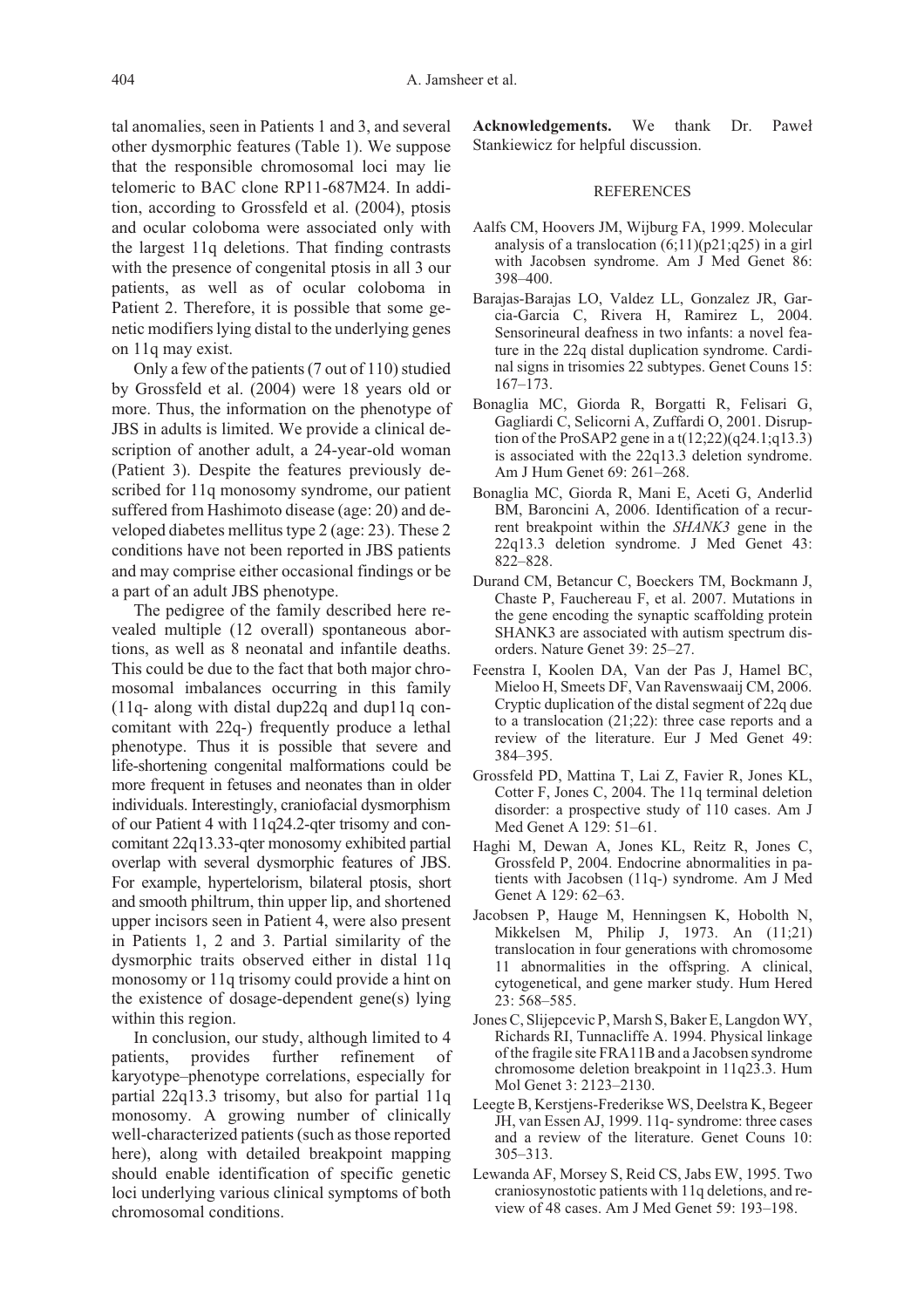tal anomalies, seen in Patients 1 and 3, and several other dysmorphic features (Table 1). We suppose that the responsible chromosomal loci may lie telomeric to BAC clone RP11-687M24. In addition, according to Grossfeld et al. (2004), ptosis and ocular coloboma were associated only with the largest 11q deletions. That finding contrasts with the presence of congenital ptosis in all 3 our patients, as well as of ocular coloboma in Patient 2. Therefore, it is possible that some genetic modifiers lying distal to the underlying genes on 11q may exist.

Only a few of the patients (7 out of 110) studied by Grossfeld et al. (2004) were 18 years old or more. Thus, the information on the phenotype of JBS in adults is limited. We provide a clinical description of another adult, a 24-year-old woman (Patient 3). Despite the features previously described for 11q monosomy syndrome, our patient suffered from Hashimoto disease (age: 20) and developed diabetes mellitus type 2 (age: 23). These 2 conditions have not been reported in JBS patients and may comprise either occasional findings or be a part of an adult JBS phenotype.

The pedigree of the family described here revealed multiple (12 overall) spontaneous abortions, as well as 8 neonatal and infantile deaths. This could be due to the fact that both major chromosomal imbalances occurring in this family (11q- along with distal dup22q and dup11q concomitant with 22q-) frequently produce a lethal phenotype. Thus it is possible that severe and life-shortening congenital malformations could be more frequent in fetuses and neonates than in older individuals. Interestingly, craniofacial dysmorphism of our Patient 4 with 11q24.2-qter trisomy and concomitant 22q13.33-qter monosomy exhibited partial overlap with several dysmorphic features of JBS. For example, hypertelorism, bilateral ptosis, short and smooth philtrum, thin upper lip, and shortened upper incisors seen in Patient 4, were also present in Patients 1, 2 and 3. Partial similarity of the dysmorphic traits observed either in distal 11q monosomy or 11q trisomy could provide a hint on the existence of dosage-dependent gene(s) lying within this region.

In conclusion, our study, although limited to 4 patients, provides further refinement of karyotype–phenotype correlations, especially for partial 22q13.3 trisomy, but also for partial 11q monosomy. A growing number of clinically well-characterized patients (such as those reported here), along with detailed breakpoint mapping should enable identification of specific genetic loci underlying various clinical symptoms of both chromosomal conditions.

**Acknowledgements.** We thank Dr. Paweł Stankiewicz for helpful discussion.

## REFERENCES

- Aalfs CM, Hoovers JM, Wijburg FA, 1999. Molecular analysis of a translocation (6;11)(p21;q25) in a girl with Jacobsen syndrome. Am J Med Genet 86: 398–400.
- Barajas-Barajas LO, Valdez LL, Gonzalez JR, Garcia-Garcia C, Rivera H, Ramirez L, 2004. Sensorineural deafness in two infants: a novel feature in the 22q distal duplication syndrome. Cardinal signs in trisomies 22 subtypes. Genet Couns 15: 167–173.
- Bonaglia MC, Giorda R, Borgatti R, Felisari G, Gagliardi C, Selicorni A, Zuffardi O, 2001. Disruption of the ProSAP2 gene in a t(12;22)(q24.1;q13.3) is associated with the 22q13.3 deletion syndrome. Am J Hum Genet 69: 261–268.
- Bonaglia MC, Giorda R, Mani E, Aceti G, Anderlid BM, Baroncini A, 2006. Identification of a recurrent breakpoint within the *SHANK3* gene in the 22q13.3 deletion syndrome. J Med Genet 43: 822–828.
- Durand CM, Betancur C, Boeckers TM, Bockmann J, Chaste P, Fauchereau F, et al. 2007. Mutations in the gene encoding the synaptic scaffolding protein SHANK3 are associated with autism spectrum disorders. Nature Genet 39: 25–27.
- Feenstra I, Koolen DA, Van der Pas J, Hamel BC, Mieloo H, Smeets DF, Van Ravenswaaij CM, 2006. Cryptic duplication of the distal segment of 22q due to a translocation (21;22): three case reports and a review of the literature. Eur J Med Genet 49: 384–395.
- Grossfeld PD, Mattina T, Lai Z, Favier R, Jones KL, Cotter F, Jones C, 2004. The 11q terminal deletion disorder: a prospective study of 110 cases. Am J Med Genet A 129: 51–61.
- Haghi M, Dewan A, Jones KL, Reitz R, Jones C, Grossfeld P, 2004. Endocrine abnormalities in patients with Jacobsen (11q-) syndrome. Am J Med Genet A 129: 62–63.
- Jacobsen P, Hauge M, Henningsen K, Hobolth N, Mikkelsen M, Philip J, 1973. An (11;21) translocation in four generations with chromosome 11 abnormalities in the offspring. A clinical, cytogenetical, and gene marker study. Hum Hered 23: 568–585.
- Jones C, Slijepcevic P, Marsh S, Baker E, Langdon WY, Richards RI, Tunnacliffe A. 1994. Physical linkage of the fragile site FRA11B and a Jacobsen syndrome chromosome deletion breakpoint in 11q23.3. Hum Mol Genet 3: 2123–2130.
- Leegte B, Kerstjens-Frederikse WS, Deelstra K, Begeer JH, van Essen AJ, 1999. 11q- syndrome: three cases and a review of the literature. Genet Couns 10: 305–313.
- Lewanda AF, Morsey S, Reid CS, Jabs EW, 1995. Two craniosynostotic patients with 11q deletions, and review of 48 cases. Am J Med Genet 59: 193–198.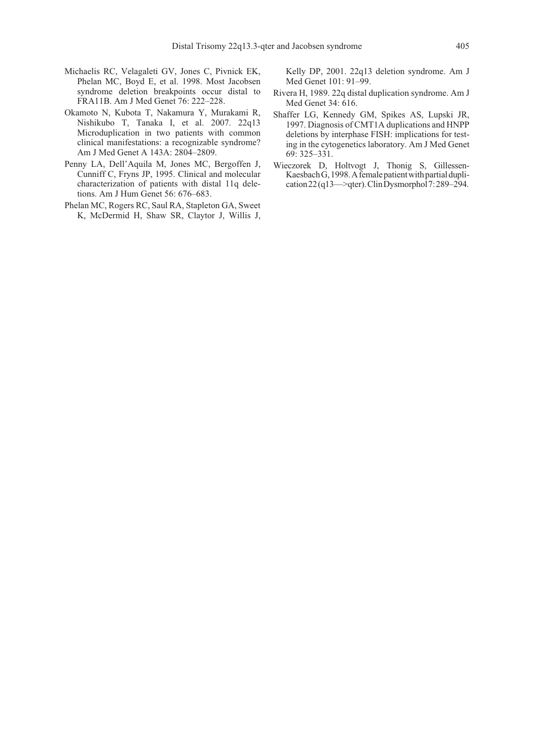Michaelis RC, Velagaleti GV, Jones C, Pivnick EK, Phelan MC, Boyd E, et al. 1998. Most Jacobsen syndrome deletion breakpoints occur distal to FRA11B. Am J Med Genet 76: 222–228.

Okamoto N, Kubota T, Nakamura Y, Murakami R, Nishikubo T, Tanaka I, et al. 2007. 22q13 Microduplication in two patients with common clinical manifestations: a recognizable syndrome? Am J Med Genet A 143A: 2804–2809.

Penny LA, Dell'Aquila M, Jones MC, Bergoffen J, Cunniff C, Fryns JP, 1995. Clinical and molecular characterization of patients with distal 11q deletions. Am J Hum Genet 56: 676–683.

Phelan MC, Rogers RC, Saul RA, Stapleton GA, Sweet K, McDermid H, Shaw SR, Claytor J, Willis J, Kelly DP, 2001. 22q13 deletion syndrome. Am J Med Genet 101: 91–99.

Rivera H, 1989. 22q distal duplication syndrome. Am J Med Genet 34: 616.

Shaffer LG, Kennedy GM, Spikes AS, Lupski JR, 1997. Diagnosis of CMT1A duplications and HNPP deletions by interphase FISH: implications for testing in the cytogenetics laboratory. Am J Med Genet 69: 325–331.

Wieczorek D, Holtvogt J, Thonig S, Gillessen-Kaesbach G, 1998. A female patient with partial duplication 22 (q13—>qter). Clin Dysmorphol 7: 289–294.